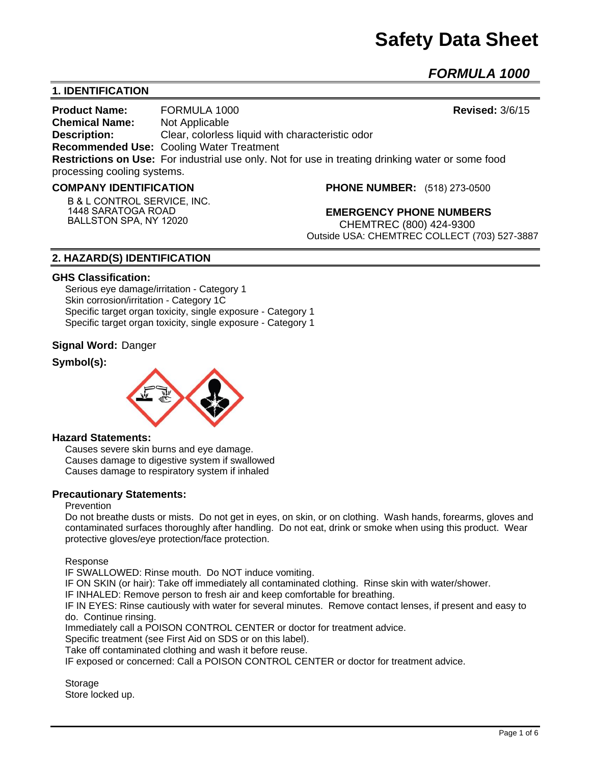# Safety Data Sheet

## *FORMULA 1000*

## 1. IDENTIFICATION

**Product Name:** FORMULA 1000 **Revised:** 3/6/15

**Chemical Name:** Not Applicable

**Description:** Clear, colorless liquid with characteristic odor

**Recommended Use:** Cooling Water Treatment

**Restrictions on Use:** For industrial use only. Not for use in treating drinking water or some food processing cooling systems.

### COMPANY IDENTIFICATION

B & L CONTROL SERVICE, INC.
1448 SARATOGA ROAD
BALLSTON SPA, NY 12020

**PHONE NUMBER:** (518) 273-0500

### EMERGENCY PHONE NUMBERS

CHEMTREC (800) 424-9300
Outside USA: CHEMTREC COLLECT (703) 527-3887

## 2. HAZARD(S) IDENTIFICATION

### GHS Classification:

Serious eye damage/irritation - Category 1
Skin corrosion/irritation - Category 1C
Specific target organ toxicity, single exposure - Category 1
Specific target organ toxicity, single exposure - Category 1

**Signal Word:** Danger

**Symbol(s):**

### Hazard Statements:

Causes severe skin burns and eye damage.
Causes damage to digestive system if swallowed
Causes damage to respiratory system if inhaled

### Precautionary Statements:

Prevention

Do not breathe dusts or mists. Do not get in eyes, on skin, or on clothing. Wash hands, forearms, gloves and contaminated surfaces thoroughly after handling. Do not eat, drink or smoke when using this product. Wear protective gloves/eye protection/face protection.

Response

IF SWALLOWED: Rinse mouth. Do NOT induce vomiting.
IF ON SKIN (or hair): Take off immediately all contaminated clothing. Rinse skin with water/shower.
IF INHALED: Remove person to fresh air and keep comfortable for breathing.
IF IN EYES: Rinse cautiously with water for several minutes. Remove contact lenses, if present and easy to do. Continue rinsing.
Immediately call a POISON CONTROL CENTER or doctor for treatment advice.
Specific treatment (see First Aid on SDS or on this label).
Take off contaminated clothing and wash it before reuse.
IF exposed or concerned: Call a POISON CONTROL CENTER or doctor for treatment advice.

Storage

Store locked up.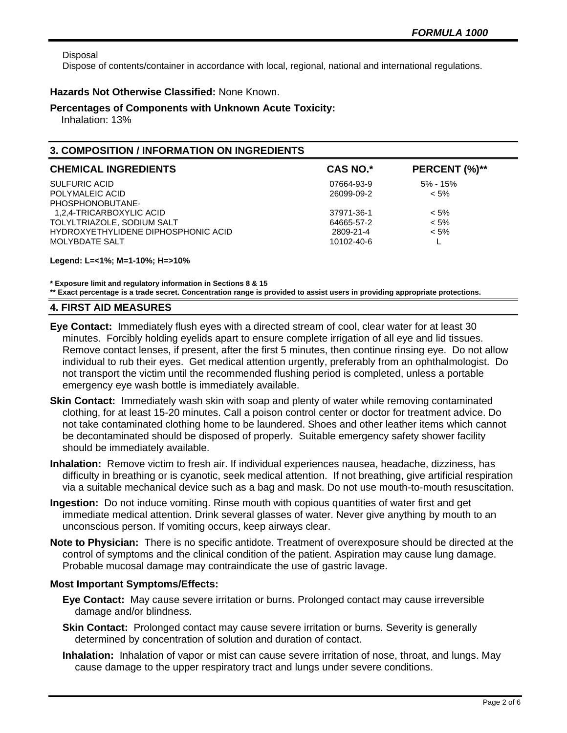Disposal
Dispose of contents/container in accordance with local, regional, national and international regulations.

**Hazards Not Otherwise Classified:** None Known.

**Percentages of Components with Unknown Acute Toxicity:**
Inhalation: 13%

## 3. COMPOSITION / INFORMATION ON INGREDIENTS

| CHEMICAL INGREDIENTS | CAS NO.* | PERCENT (%)** |
|---|---|---|
| SULFURIC ACID | 07664-93-9 | 5% - 15% |
| POLYMALEIC ACID | 26099-09-2 | < 5% |
| PHOSPHONOBUTANE-1,2,4-TRICARBOXYLIC ACID | 37971-36-1 | < 5% |
| TOLYLTRIAZOLE, SODIUM SALT | 64665-57-2 | < 5% |
| HYDROXYETHYLIDENE DIPHOSPHONIC ACID | 2809-21-4 | < 5% |
| MOLYBDATE SALT | 10102-40-6 | L |

**Legend: L=<1%; M=1-10%; H=>10%**

**\* Exposure limit and regulatory information in Sections 8 & 15**
**\*\* Exact percentage is a trade secret. Concentration range is provided to assist users in providing appropriate protections.**

## 4. FIRST AID MEASURES

**Eye Contact:** Immediately flush eyes with a directed stream of cool, clear water for at least 30 minutes. Forcibly holding eyelids apart to ensure complete irrigation of all eye and lid tissues. Remove contact lenses, if present, after the first 5 minutes, then continue rinsing eye. Do not allow individual to rub their eyes. Get medical attention urgently, preferably from an ophthalmologist. Do not transport the victim until the recommended flushing period is completed, unless a portable emergency eye wash bottle is immediately available.

**Skin Contact:** Immediately wash skin with soap and plenty of water while removing contaminated clothing, for at least 15-20 minutes. Call a poison control center or doctor for treatment advice. Do not take contaminated clothing home to be laundered. Shoes and other leather items which cannot be decontaminated should be disposed of properly. Suitable emergency safety shower facility should be immediately available.

**Inhalation:** Remove victim to fresh air. If individual experiences nausea, headache, dizziness, has difficulty in breathing or is cyanotic, seek medical attention. If not breathing, give artificial respiration via a suitable mechanical device such as a bag and mask. Do not use mouth-to-mouth resuscitation.

**Ingestion:** Do not induce vomiting. Rinse mouth with copious quantities of water first and get immediate medical attention. Drink several glasses of water. Never give anything by mouth to an unconscious person. If vomiting occurs, keep airways clear.

**Note to Physician:** There is no specific antidote. Treatment of overexposure should be directed at the control of symptoms and the clinical condition of the patient. Aspiration may cause lung damage. Probable mucosal damage may contraindicate the use of gastric lavage.

**Most Important Symptoms/Effects:**

**Eye Contact:** May cause severe irritation or burns. Prolonged contact may cause irreversible damage and/or blindness.

**Skin Contact:** Prolonged contact may cause severe irritation or burns. Severity is generally determined by concentration of solution and duration of contact.

**Inhalation:** Inhalation of vapor or mist can cause severe irritation of nose, throat, and lungs. May cause damage to the upper respiratory tract and lungs under severe conditions.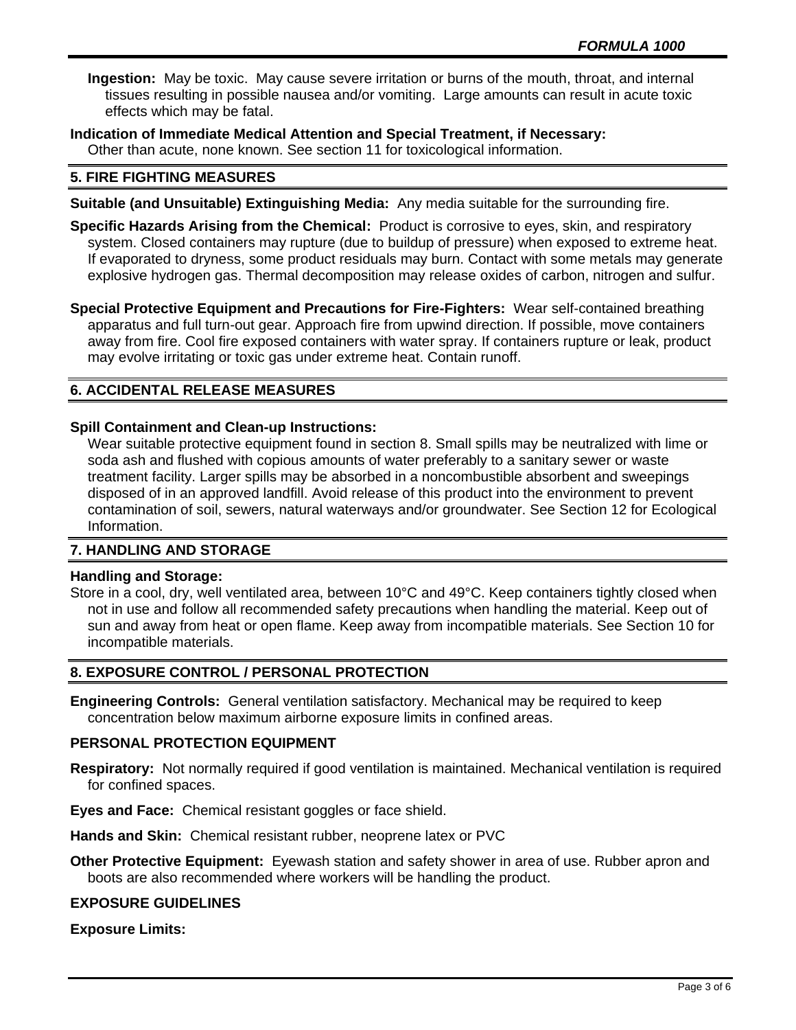**Ingestion:** May be toxic. May cause severe irritation or burns of the mouth, throat, and internal tissues resulting in possible nausea and/or vomiting. Large amounts can result in acute toxic effects which may be fatal.

**Indication of Immediate Medical Attention and Special Treatment, if Necessary:**
Other than acute, none known. See section 11 for toxicological information.

## 5. FIRE FIGHTING MEASURES

**Suitable (and Unsuitable) Extinguishing Media:** Any media suitable for the surrounding fire.

**Specific Hazards Arising from the Chemical:** Product is corrosive to eyes, skin, and respiratory system. Closed containers may rupture (due to buildup of pressure) when exposed to extreme heat. If evaporated to dryness, some product residuals may burn. Contact with some metals may generate explosive hydrogen gas. Thermal decomposition may release oxides of carbon, nitrogen and sulfur.

**Special Protective Equipment and Precautions for Fire-Fighters:** Wear self-contained breathing apparatus and full turn-out gear. Approach fire from upwind direction. If possible, move containers away from fire. Cool fire exposed containers with water spray. If containers rupture or leak, product may evolve irritating or toxic gas under extreme heat. Contain runoff.

## 6. ACCIDENTAL RELEASE MEASURES

**Spill Containment and Clean-up Instructions:**
Wear suitable protective equipment found in section 8. Small spills may be neutralized with lime or soda ash and flushed with copious amounts of water preferably to a sanitary sewer or waste treatment facility. Larger spills may be absorbed in a noncombustible absorbent and sweepings disposed of in an approved landfill. Avoid release of this product into the environment to prevent contamination of soil, sewers, natural waterways and/or groundwater. See Section 12 for Ecological Information.

## 7. HANDLING AND STORAGE

**Handling and Storage:**
Store in a cool, dry, well ventilated area, between 10°C and 49°C. Keep containers tightly closed when not in use and follow all recommended safety precautions when handling the material. Keep out of sun and away from heat or open flame. Keep away from incompatible materials. See Section 10 for incompatible materials.

## 8. EXPOSURE CONTROL / PERSONAL PROTECTION

**Engineering Controls:** General ventilation satisfactory. Mechanical may be required to keep concentration below maximum airborne exposure limits in confined areas.

### PERSONAL PROTECTION EQUIPMENT

**Respiratory:** Not normally required if good ventilation is maintained. Mechanical ventilation is required for confined spaces.

**Eyes and Face:** Chemical resistant goggles or face shield.

**Hands and Skin:** Chemical resistant rubber, neoprene latex or PVC

**Other Protective Equipment:** Eyewash station and safety shower in area of use. Rubber apron and boots are also recommended where workers will be handling the product.

### EXPOSURE GUIDELINES

**Exposure Limits:**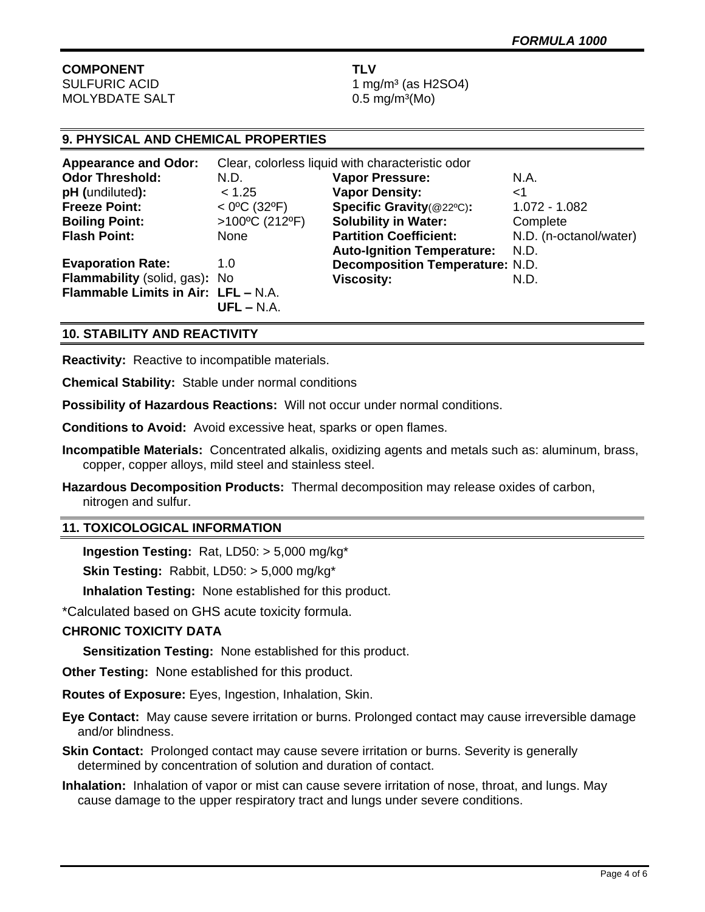| COMPONENT | TLV |
| --- | --- |
| SULFURIC ACID | 1 mg/m³ (as $H_2SO_4$) |
| MOLYBDATE SALT | 0.5 mg/m³(Mo) |

## 9. PHYSICAL AND CHEMICAL PROPERTIES

**Appearance and Odor:** Clear, colorless liquid with characteristic odor

| | | | |
| --- | --- | --- | --- |
| **Odor Threshold:** | N.D. | **Vapor Pressure:** | N.A. |
| **pH (**undiluted**):** | < 1.25 | **Vapor Density:** | <1 |
| **Freeze Point:** | < 0ºC (32ºF) | **Specific Gravity**(@22ºC)**:** | 1.072 - 1.082 |
| **Boiling Point:** | >100ºC (212ºF) | **Solubility in Water:** | Complete |
| **Flash Point:** | None | **Partition Coefficient:** | N.D. (n-octanol/water) |
| | | **Auto-Ignition Temperature:** | N.D. |
| **Evaporation Rate:** | 1.0 | **Decomposition Temperature:** | N.D. |
| **Flammability** (solid, gas)**:** | No | **Viscosity:** | N.D. |
| **Flammable Limits in Air:** | **LFL –** N.A. **UFL –** N.A. | | |

## 10. STABILITY AND REACTIVITY

**Reactivity:** Reactive to incompatible materials.

**Chemical Stability:** Stable under normal conditions

**Possibility of Hazardous Reactions:** Will not occur under normal conditions.

**Conditions to Avoid:** Avoid excessive heat, sparks or open flames.

**Incompatible Materials:** Concentrated alkalis, oxidizing agents and metals such as: aluminum, brass, copper, copper alloys, mild steel and stainless steel.

**Hazardous Decomposition Products:** Thermal decomposition may release oxides of carbon, nitrogen and sulfur.

## 11. TOXICOLOGICAL INFORMATION

**Ingestion Testing:** Rat, LD50: > 5,000 mg/kg*

**Skin Testing:** Rabbit, LD50: > 5,000 mg/kg*

**Inhalation Testing:** None established for this product.

*Calculated based on GHS acute toxicity formula.

**CHRONIC TOXICITY DATA**

**Sensitization Testing:** None established for this product.

**Other Testing:** None established for this product.

**Routes of Exposure:** Eyes, Ingestion, Inhalation, Skin.

**Eye Contact:** May cause severe irritation or burns. Prolonged contact may cause irreversible damage and/or blindness.

**Skin Contact:** Prolonged contact may cause severe irritation or burns. Severity is generally determined by concentration of solution and duration of contact.

**Inhalation:** Inhalation of vapor or mist can cause severe irritation of nose, throat, and lungs. May cause damage to the upper respiratory tract and lungs under severe conditions.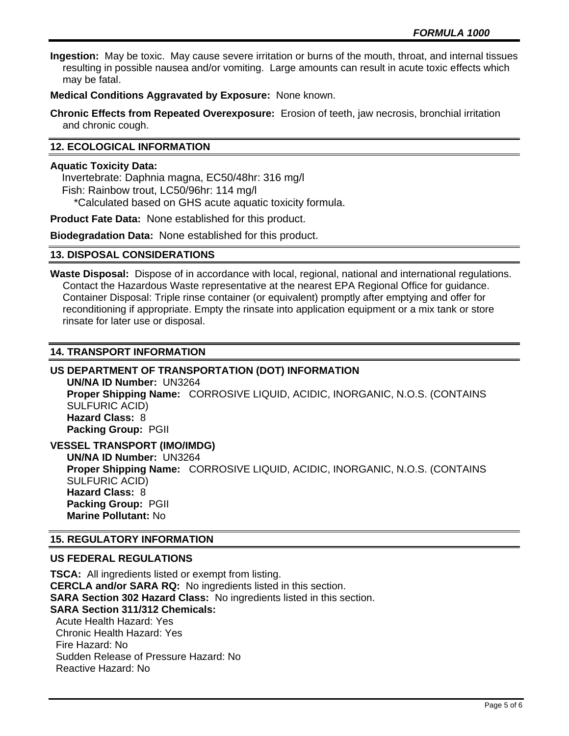**Ingestion:** May be toxic. May cause severe irritation or burns of the mouth, throat, and internal tissues resulting in possible nausea and/or vomiting. Large amounts can result in acute toxic effects which may be fatal.

**Medical Conditions Aggravated by Exposure:** None known.

**Chronic Effects from Repeated Overexposure:** Erosion of teeth, jaw necrosis, bronchial irritation and chronic cough.

## 12. ECOLOGICAL INFORMATION

**Aquatic Toxicity Data:**
Invertebrate: Daphnia magna, EC50/48hr: 316 mg/l
Fish: Rainbow trout, LC50/96hr: 114 mg/l
*Calculated based on GHS acute aquatic toxicity formula.

**Product Fate Data:** None established for this product.

**Biodegradation Data:** None established for this product.

## 13. DISPOSAL CONSIDERATIONS

**Waste Disposal:** Dispose of in accordance with local, regional, national and international regulations. Contact the Hazardous Waste representative at the nearest EPA Regional Office for guidance. Container Disposal: Triple rinse container (or equivalent) promptly after emptying and offer for reconditioning if appropriate. Empty the rinsate into application equipment or a mix tank or store rinsate for later use or disposal.

## 14. TRANSPORT INFORMATION

### US DEPARTMENT OF TRANSPORTATION (DOT) INFORMATION

**UN/NA ID Number:** UN3264
**Proper Shipping Name:** CORROSIVE LIQUID, ACIDIC, INORGANIC, N.O.S. (CONTAINS SULFURIC ACID)
**Hazard Class:** 8
**Packing Group:** PGII

### VESSEL TRANSPORT (IMO/IMDG)

**UN/NA ID Number:** UN3264
**Proper Shipping Name:** CORROSIVE LIQUID, ACIDIC, INORGANIC, N.O.S. (CONTAINS SULFURIC ACID)
**Hazard Class:** 8
**Packing Group:** PGII
**Marine Pollutant:** No

## 15. REGULATORY INFORMATION

### US FEDERAL REGULATIONS

**TSCA:** All ingredients listed or exempt from listing.
**CERCLA and/or SARA RQ:** No ingredients listed in this section.
**SARA Section 302 Hazard Class:** No ingredients listed in this section.
**SARA Section 311/312 Chemicals:**
Acute Health Hazard: Yes
Chronic Health Hazard: Yes
Fire Hazard: No
Sudden Release of Pressure Hazard: No
Reactive Hazard: No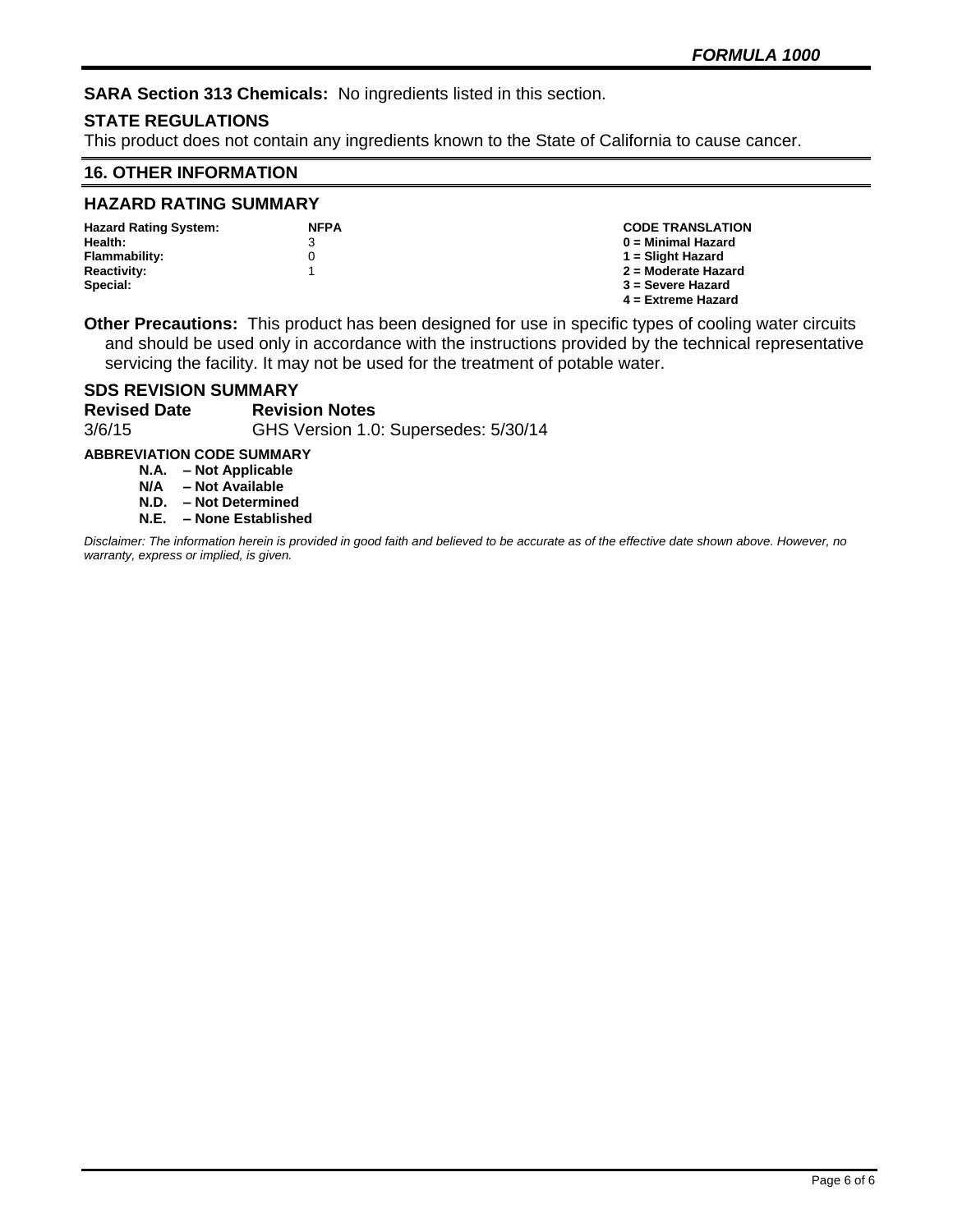**SARA Section 313 Chemicals:** No ingredients listed in this section.

## STATE REGULATIONS

This product does not contain any ingredients known to the State of California to cause cancer.

## 16. OTHER INFORMATION

### HAZARD RATING SUMMARY

| Hazard Rating System: | NFPA | CODE TRANSLATION |
|---|---|---|
| Health: | 3 | 0 = Minimal Hazard |
| Flammability: | 0 | 1 = Slight Hazard |
| Reactivity: | 1 | 2 = Moderate Hazard |
| Special: | | 3 = Severe Hazard |
| | | 4 = Extreme Hazard |

**Other Precautions:** This product has been designed for use in specific types of cooling water circuits and should be used only in accordance with the instructions provided by the technical representative servicing the facility. It may not be used for the treatment of potable water.

### SDS REVISION SUMMARY

| Revised Date | Revision Notes |
|---|---|
| 3/6/15 | GHS Version 1.0: Supersedes: 5/30/14 |

**ABBREVIATION CODE SUMMARY**

- **N.A. – Not Applicable**
- **N/A – Not Available**
- **N.D. – Not Determined**
- **N.E. – None Established**

*Disclaimer: The information herein is provided in good faith and believed to be accurate as of the effective date shown above. However, no warranty, express or implied, is given.*